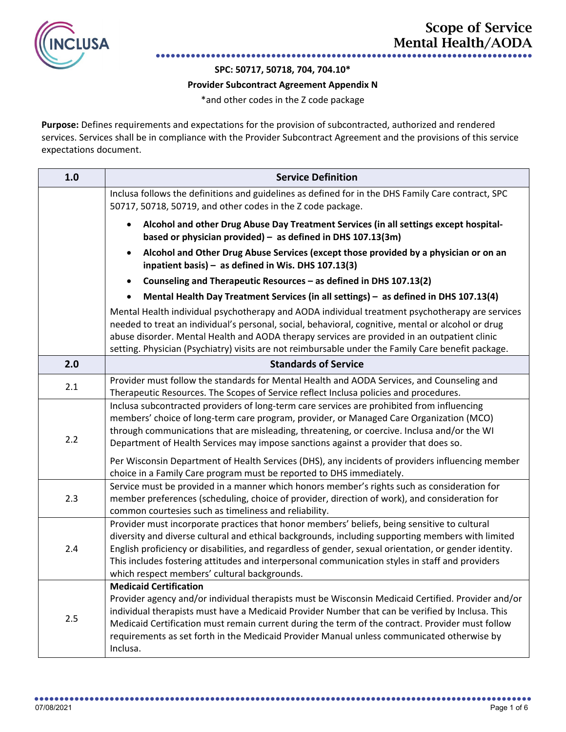# Scope of Service
# Mental Health/AODA

**SPC: 50717, 50718, 704, 704.10***

**Provider Subcontract Agreement Appendix N**

*and other codes in the Z code package

**Purpose:** Defines requirements and expectations for the provision of subcontracted, authorized and rendered services. Services shall be in compliance with the Provider Subcontract Agreement and the provisions of this service expectations document.

| 1.0 | Service Definition |
|---|---|
| | Inclusa follows the definitions and guidelines as defined for in the DHS Family Care contract, SPC 50717, 50718, 50719, and other codes in the Z code package.<br>• **Alcohol and other Drug Abuse Day Treatment Services (in all settings except hospital-based or physician provided) – as defined in DHS 107.13(3m)**<br>• **Alcohol and Other Drug Abuse Services (except those provided by a physician or on an inpatient basis) – as defined in Wis. DHS 107.13(3)**<br>• **Counseling and Therapeutic Resources – as defined in DHS 107.13(2)**<br>• **Mental Health Day Treatment Services (in all settings) – as defined in DHS 107.13(4)**<br>Mental Health individual psychotherapy and AODA individual treatment psychotherapy are services needed to treat an individual's personal, social, behavioral, cognitive, mental or alcohol or drug abuse disorder. Mental Health and AODA therapy services are provided in an outpatient clinic setting. Physician (Psychiatry) visits are not reimbursable under the Family Care benefit package. |
| **2.0** | **Standards of Service** |
| 2.1 | Provider must follow the standards for Mental Health and AODA Services, and Counseling and Therapeutic Resources. The Scopes of Service reflect Inclusa policies and procedures. |
| 2.2 | Inclusa subcontracted providers of long-term care services are prohibited from influencing members' choice of long-term care program, provider, or Managed Care Organization (MCO) through communications that are misleading, threatening, or coercive. Inclusa and/or the WI Department of Health Services may impose sanctions against a provider that does so.<br>Per Wisconsin Department of Health Services (DHS), any incidents of providers influencing member choice in a Family Care program must be reported to DHS immediately. |
| 2.3 | Service must be provided in a manner which honors member's rights such as consideration for member preferences (scheduling, choice of provider, direction of work), and consideration for common courtesies such as timeliness and reliability. |
| 2.4 | Provider must incorporate practices that honor members' beliefs, being sensitive to cultural diversity and diverse cultural and ethical backgrounds, including supporting members with limited English proficiency or disabilities, and regardless of gender, sexual orientation, or gender identity. This includes fostering attitudes and interpersonal communication styles in staff and providers which respect members' cultural backgrounds. |
| 2.5 | **Medicaid Certification**<br>Provider agency and/or individual therapists must be Wisconsin Medicaid Certified. Provider and/or individual therapists must have a Medicaid Provider Number that can be verified by Inclusa. This Medicaid Certification must remain current during the term of the contract. Provider must follow requirements as set forth in the Medicaid Provider Manual unless communicated otherwise by Inclusa. |

07/08/2021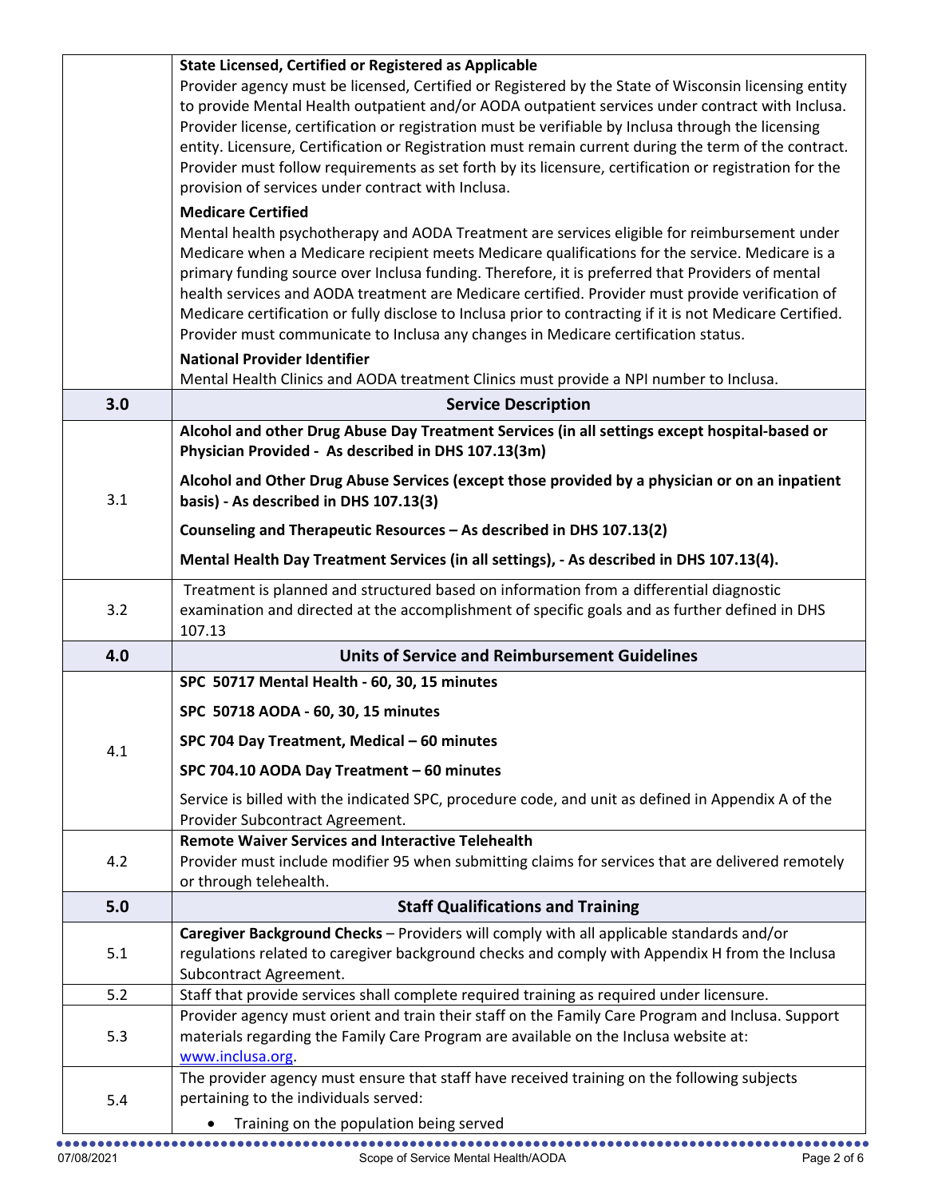| | |
|---|---|
| | **State Licensed, Certified or Registered as Applicable**<br>Provider agency must be licensed, Certified or Registered by the State of Wisconsin licensing entity to provide Mental Health outpatient and/or AODA outpatient services under contract with Inclusa. Provider license, certification or registration must be verifiable by Inclusa through the licensing entity. Licensure, Certification or Registration must remain current during the term of the contract. Provider must follow requirements as set forth by its licensure, certification or registration for the provision of services under contract with Inclusa.<br>**Medicare Certified**<br>Mental health psychotherapy and AODA Treatment are services eligible for reimbursement under Medicare when a Medicare recipient meets Medicare qualifications for the service. Medicare is a primary funding source over Inclusa funding. Therefore, it is preferred that Providers of mental health services and AODA treatment are Medicare certified. Provider must provide verification of Medicare certification or fully disclose to Inclusa prior to contracting if it is not Medicare Certified. Provider must communicate to Inclusa any changes in Medicare certification status.<br>**National Provider Identifier**<br>Mental Health Clinics and AODA treatment Clinics must provide a NPI number to Inclusa. |
| **3.0** | **Service Description** |
| 3.1 | **Alcohol and other Drug Abuse Day Treatment Services (in all settings except hospital-based or Physician Provided - As described in DHS 107.13(3m)**<br>**Alcohol and Other Drug Abuse Services (except those provided by a physician or on an inpatient basis) - As described in DHS 107.13(3)**<br>**Counseling and Therapeutic Resources – As described in DHS 107.13(2)**<br>**Mental Health Day Treatment Services (in all settings), - As described in DHS 107.13(4).** |
| 3.2 | Treatment is planned and structured based on information from a differential diagnostic examination and directed at the accomplishment of specific goals and as further defined in DHS 107.13 |
| **4.0** | **Units of Service and Reimbursement Guidelines** |
| 4.1 | **SPC 50717 Mental Health - 60, 30, 15 minutes**<br>**SPC 50718 AODA - 60, 30, 15 minutes**<br>**SPC 704 Day Treatment, Medical – 60 minutes**<br>**SPC 704.10 AODA Day Treatment – 60 minutes**<br>Service is billed with the indicated SPC, procedure code, and unit as defined in Appendix A of the Provider Subcontract Agreement. |
| 4.2 | **Remote Waiver Services and Interactive Telehealth**<br>Provider must include modifier 95 when submitting claims for services that are delivered remotely or through telehealth. |
| **5.0** | **Staff Qualifications and Training** |
| 5.1 | **Caregiver Background Checks** – Providers will comply with all applicable standards and/or regulations related to caregiver background checks and comply with Appendix H from the Inclusa Subcontract Agreement. |
| 5.2 | Staff that provide services shall complete required training as required under licensure. |
| 5.3 | Provider agency must orient and train their staff on the Family Care Program and Inclusa. Support materials regarding the Family Care Program are available on the Inclusa website at: www.inclusa.org. |
| 5.4 | The provider agency must ensure that staff have received training on the following subjects pertaining to the individuals served:<br>• Training on the population being served |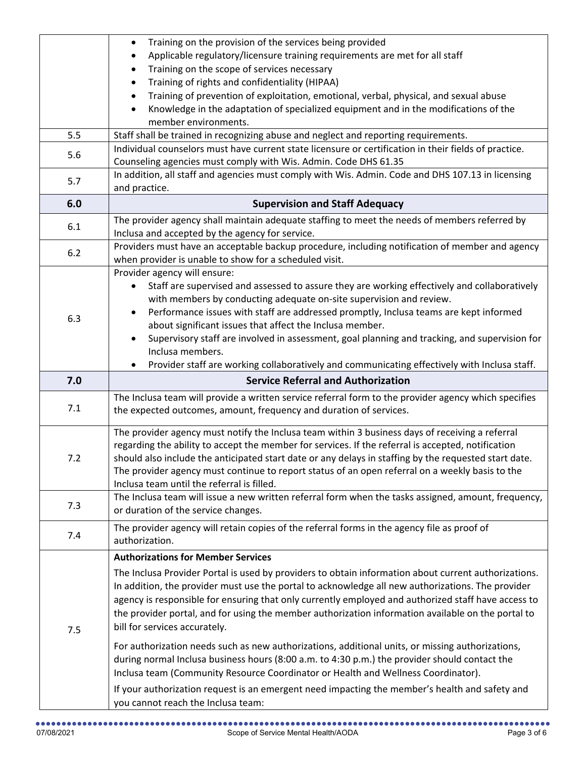| | |
|---|---|
| | • Training on the provision of the services being provided<br>• Applicable regulatory/licensure training requirements are met for all staff<br>• Training on the scope of services necessary<br>• Training of rights and confidentiality (HIPAA)<br>• Training of prevention of exploitation, emotional, verbal, physical, and sexual abuse<br>• Knowledge in the adaptation of specialized equipment and in the modifications of the member environments. |
| 5.5 | Staff shall be trained in recognizing abuse and neglect and reporting requirements. |
| 5.6 | Individual counselors must have current state licensure or certification in their fields of practice. Counseling agencies must comply with Wis. Admin. Code DHS 61.35 |
| 5.7 | In addition, all staff and agencies must comply with Wis. Admin. Code and DHS 107.13 in licensing and practice. |
| **6.0** | **Supervision and Staff Adequacy** |
| 6.1 | The provider agency shall maintain adequate staffing to meet the needs of members referred by Inclusa and accepted by the agency for service. |
| 6.2 | Providers must have an acceptable backup procedure, including notification of member and agency when provider is unable to show for a scheduled visit. |
| 6.3 | Provider agency will ensure:<br>• Staff are supervised and assessed to assure they are working effectively and collaboratively with members by conducting adequate on-site supervision and review.<br>• Performance issues with staff are addressed promptly, Inclusa teams are kept informed about significant issues that affect the Inclusa member.<br>• Supervisory staff are involved in assessment, goal planning and tracking, and supervision for Inclusa members.<br>• Provider staff are working collaboratively and communicating effectively with Inclusa staff. |
| **7.0** | **Service Referral and Authorization** |
| 7.1 | The Inclusa team will provide a written service referral form to the provider agency which specifies the expected outcomes, amount, frequency and duration of services. |
| 7.2 | The provider agency must notify the Inclusa team within 3 business days of receiving a referral regarding the ability to accept the member for services. If the referral is accepted, notification should also include the anticipated start date or any delays in staffing by the requested start date. The provider agency must continue to report status of an open referral on a weekly basis to the Inclusa team until the referral is filled. |
| 7.3 | The Inclusa team will issue a new written referral form when the tasks assigned, amount, frequency, or duration of the service changes. |
| 7.4 | The provider agency will retain copies of the referral forms in the agency file as proof of authorization. |
| 7.5 | **Authorizations for Member Services**<br>The Inclusa Provider Portal is used by providers to obtain information about current authorizations. In addition, the provider must use the portal to acknowledge all new authorizations. The provider agency is responsible for ensuring that only currently employed and authorized staff have access to the provider portal, and for using the member authorization information available on the portal to bill for services accurately.<br>For authorization needs such as new authorizations, additional units, or missing authorizations, during normal Inclusa business hours (8:00 a.m. to 4:30 p.m.) the provider should contact the Inclusa team (Community Resource Coordinator or Health and Wellness Coordinator).<br>If your authorization request is an emergent need impacting the member's health and safety and you cannot reach the Inclusa team: |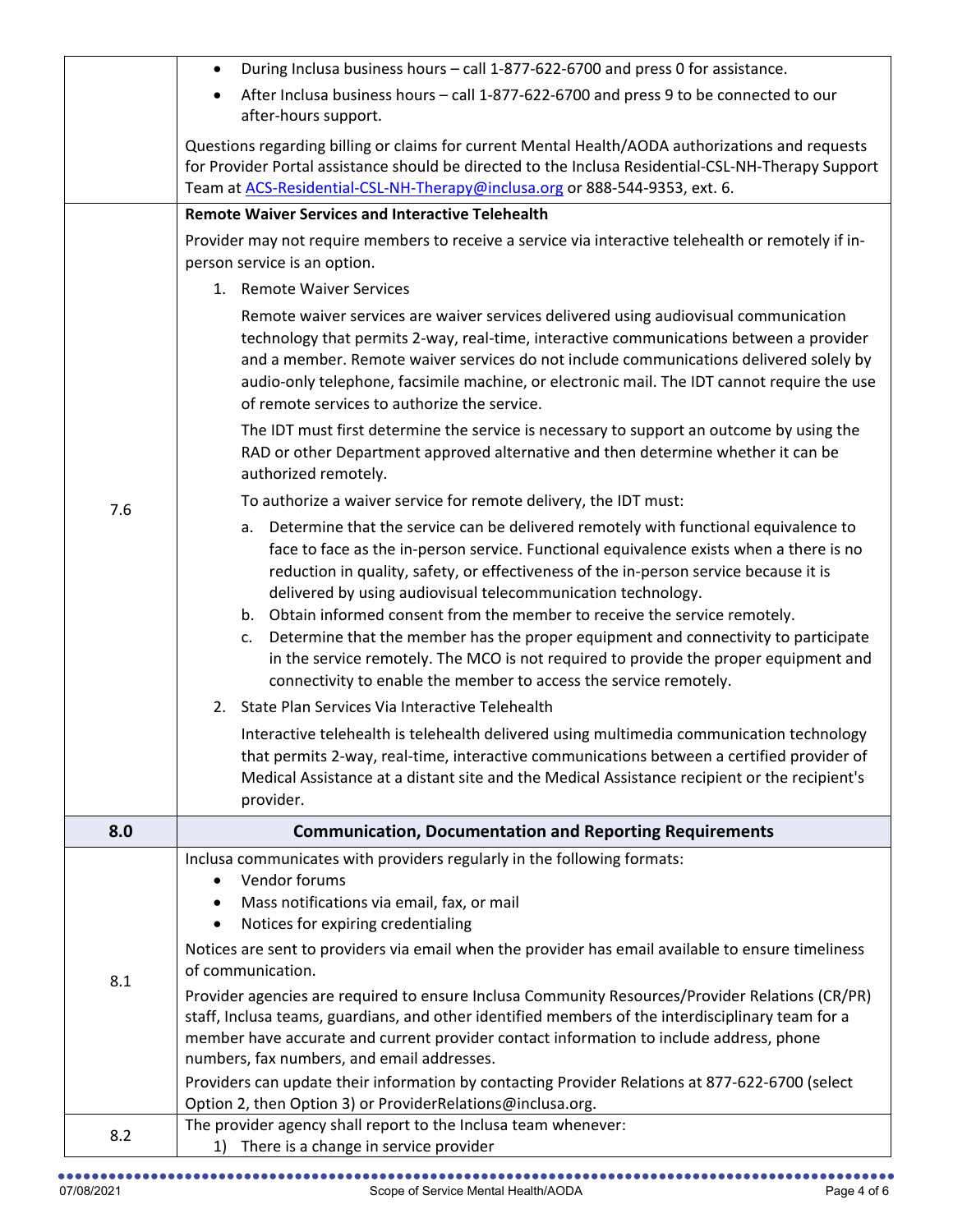| | |
|---|---|
| | • During Inclusa business hours – call 1-877-622-6700 and press 0 for assistance.<br>• After Inclusa business hours – call 1-877-622-6700 and press 9 to be connected to our after-hours support.<br><br>Questions regarding billing or claims for current Mental Health/AODA authorizations and requests for Provider Portal assistance should be directed to the Inclusa Residential-CSL-NH-Therapy Support Team at ACS-Residential-CSL-NH-Therapy@inclusa.org or 888-544-9353, ext. 6. |
| 7.6 | **Remote Waiver Services and Interactive Telehealth**<br><br>Provider may not require members to receive a service via interactive telehealth or remotely if in-person service is an option.<br><br>1. Remote Waiver Services<br><br>Remote waiver services are waiver services delivered using audiovisual communication technology that permits 2-way, real-time, interactive communications between a provider and a member. Remote waiver services do not include communications delivered solely by audio-only telephone, facsimile machine, or electronic mail. The IDT cannot require the use of remote services to authorize the service.<br><br>The IDT must first determine the service is necessary to support an outcome by using the RAD or other Department approved alternative and then determine whether it can be authorized remotely.<br><br>To authorize a waiver service for remote delivery, the IDT must:<br><br>a. Determine that the service can be delivered remotely with functional equivalence to face to face as the in-person service. Functional equivalence exists when a there is no reduction in quality, safety, or effectiveness of the in-person service because it is delivered by using audiovisual telecommunication technology.<br>b. Obtain informed consent from the member to receive the service remotely.<br>c. Determine that the member has the proper equipment and connectivity to participate in the service remotely. The MCO is not required to provide the proper equipment and connectivity to enable the member to access the service remotely.<br><br>2. State Plan Services Via Interactive Telehealth<br><br>Interactive telehealth is telehealth delivered using multimedia communication technology that permits 2-way, real-time, interactive communications between a certified provider of Medical Assistance at a distant site and the Medical Assistance recipient or the recipient's provider. |
| **8.0** | **Communication, Documentation and Reporting Requirements** |
| 8.1 | Inclusa communicates with providers regularly in the following formats:<br>• Vendor forums<br>• Mass notifications via email, fax, or mail<br>• Notices for expiring credentialing<br><br>Notices are sent to providers via email when the provider has email available to ensure timeliness of communication.<br><br>Provider agencies are required to ensure Inclusa Community Resources/Provider Relations (CR/PR) staff, Inclusa teams, guardians, and other identified members of the interdisciplinary team for a member have accurate and current provider contact information to include address, phone numbers, fax numbers, and email addresses.<br><br>Providers can update their information by contacting Provider Relations at 877-622-6700 (select Option 2, then Option 3) or ProviderRelations@inclusa.org. |
| 8.2 | The provider agency shall report to the Inclusa team whenever:<br>1) There is a change in service provider |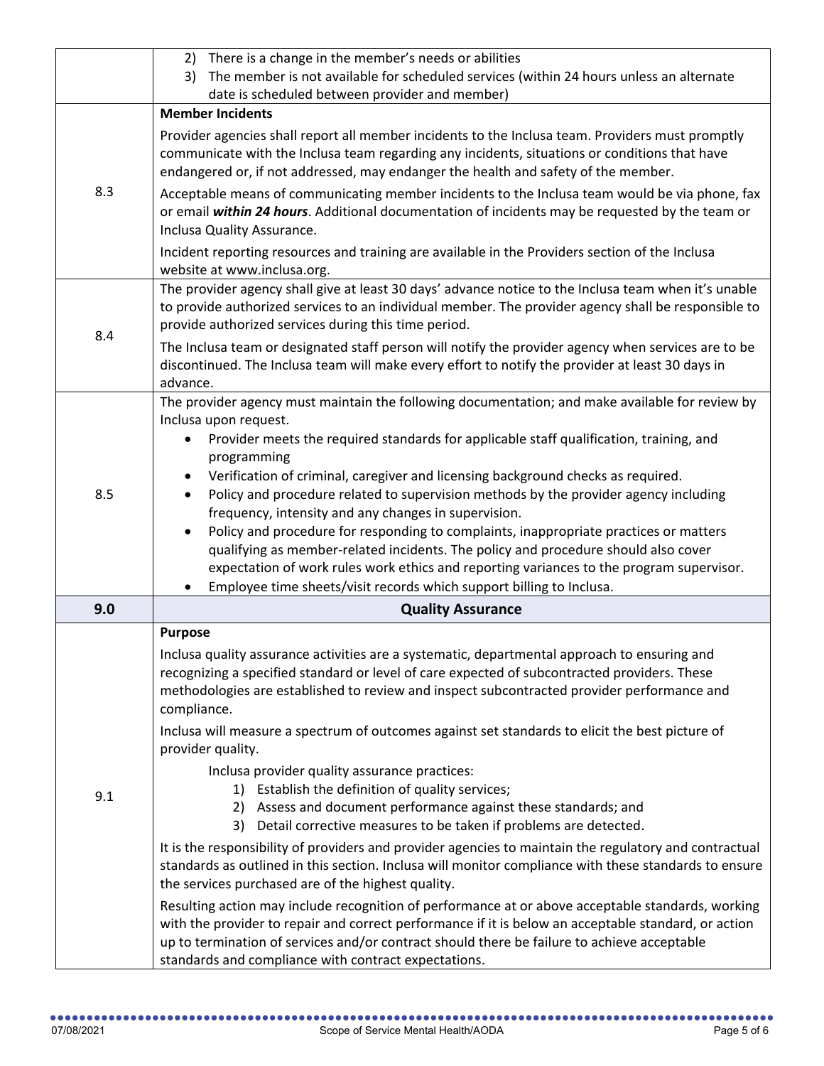| | |
|---|---|
| | 2) There is a change in the member's needs or abilities<br>3) The member is not available for scheduled services (within 24 hours unless an alternate date is scheduled between provider and member) |
| 8.3 | **Member Incidents**<br><br>Provider agencies shall report all member incidents to the Inclusa team. Providers must promptly communicate with the Inclusa team regarding any incidents, situations or conditions that have endangered or, if not addressed, may endanger the health and safety of the member.<br><br>Acceptable means of communicating member incidents to the Inclusa team would be via phone, fax or email ***within 24 hours***. Additional documentation of incidents may be requested by the team or Inclusa Quality Assurance.<br><br>Incident reporting resources and training are available in the Providers section of the Inclusa website at www.inclusa.org. |
| 8.4 | The provider agency shall give at least 30 days' advance notice to the Inclusa team when it's unable to provide authorized services to an individual member. The provider agency shall be responsible to provide authorized services during this time period.<br><br>The Inclusa team or designated staff person will notify the provider agency when services are to be discontinued. The Inclusa team will make every effort to notify the provider at least 30 days in advance. |
| 8.5 | The provider agency must maintain the following documentation; and make available for review by Inclusa upon request.<br>• Provider meets the required standards for applicable staff qualification, training, and programming<br>• Verification of criminal, caregiver and licensing background checks as required.<br>• Policy and procedure related to supervision methods by the provider agency including frequency, intensity and any changes in supervision.<br>• Policy and procedure for responding to complaints, inappropriate practices or matters qualifying as member-related incidents. The policy and procedure should also cover expectation of work rules work ethics and reporting variances to the program supervisor.<br>• Employee time sheets/visit records which support billing to Inclusa. |
| **9.0** | **Quality Assurance** |
| 9.1 | **Purpose**<br><br>Inclusa quality assurance activities are a systematic, departmental approach to ensuring and recognizing a specified standard or level of care expected of subcontracted providers. These methodologies are established to review and inspect subcontracted provider performance and compliance.<br><br>Inclusa will measure a spectrum of outcomes against set standards to elicit the best picture of provider quality.<br><br>Inclusa provider quality assurance practices:<br>1) Establish the definition of quality services;<br>2) Assess and document performance against these standards; and<br>3) Detail corrective measures to be taken if problems are detected.<br><br>It is the responsibility of providers and provider agencies to maintain the regulatory and contractual standards as outlined in this section. Inclusa will monitor compliance with these standards to ensure the services purchased are of the highest quality.<br><br>Resulting action may include recognition of performance at or above acceptable standards, working with the provider to repair and correct performance if it is below an acceptable standard, or action up to termination of services and/or contract should there be failure to achieve acceptable standards and compliance with contract expectations. |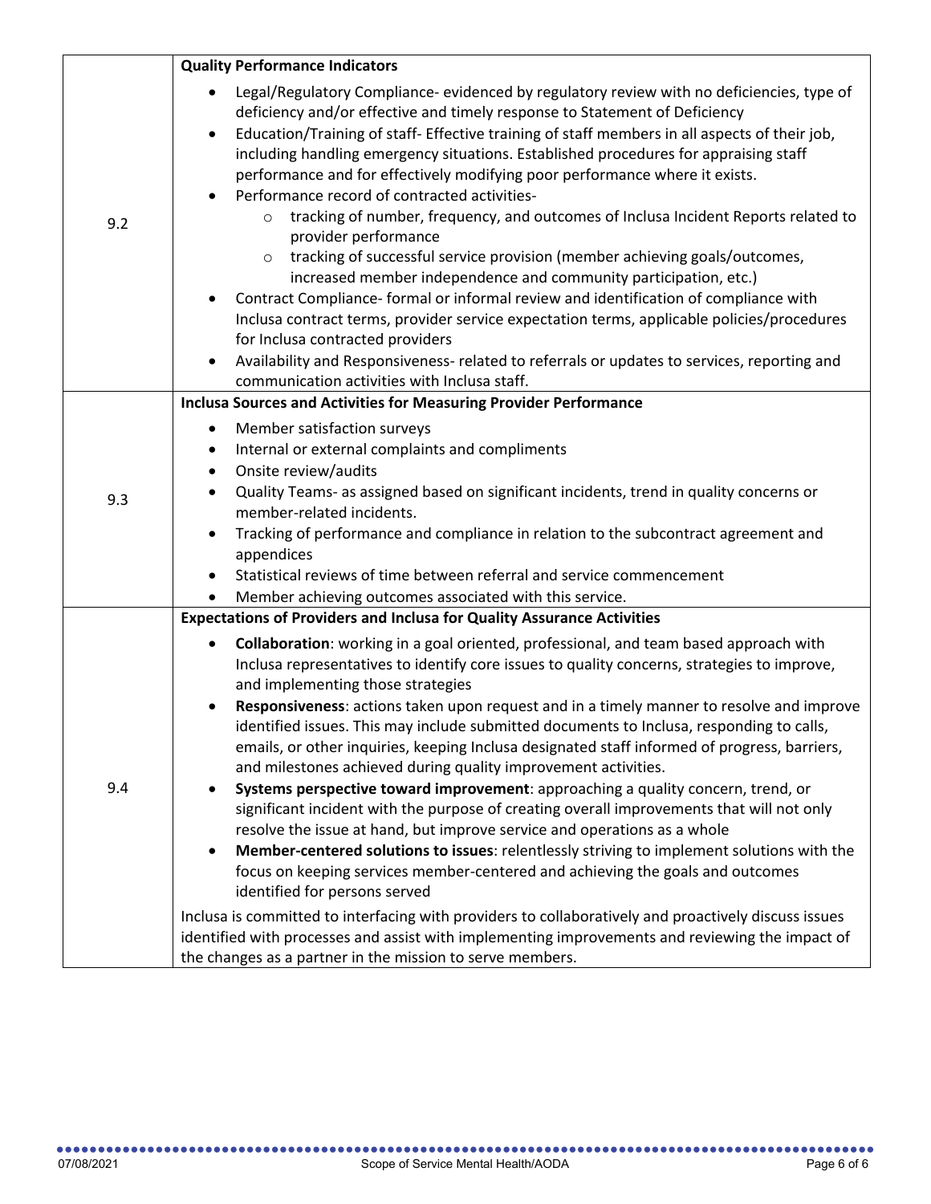| | |
|---|---|
| 9.2 | **Quality Performance Indicators**<br>• Legal/Regulatory Compliance- evidenced by regulatory review with no deficiencies, type of deficiency and/or effective and timely response to Statement of Deficiency<br>• Education/Training of staff- Effective training of staff members in all aspects of their job, including handling emergency situations. Established procedures for appraising staff performance and for effectively modifying poor performance where it exists.<br>• Performance record of contracted activities-<br>&nbsp;&nbsp;&nbsp;&nbsp;○ tracking of number, frequency, and outcomes of Inclusa Incident Reports related to provider performance<br>&nbsp;&nbsp;&nbsp;&nbsp;○ tracking of successful service provision (member achieving goals/outcomes, increased member independence and community participation, etc.)<br>• Contract Compliance- formal or informal review and identification of compliance with Inclusa contract terms, provider service expectation terms, applicable policies/procedures for Inclusa contracted providers<br>• Availability and Responsiveness- related to referrals or updates to services, reporting and communication activities with Inclusa staff. |
| 9.3 | **Inclusa Sources and Activities for Measuring Provider Performance**<br>• Member satisfaction surveys<br>• Internal or external complaints and compliments<br>• Onsite review/audits<br>• Quality Teams- as assigned based on significant incidents, trend in quality concerns or member-related incidents.<br>• Tracking of performance and compliance in relation to the subcontract agreement and appendices<br>• Statistical reviews of time between referral and service commencement<br>• Member achieving outcomes associated with this service. |
| 9.4 | **Expectations of Providers and Inclusa for Quality Assurance Activities**<br>• **Collaboration**: working in a goal oriented, professional, and team based approach with Inclusa representatives to identify core issues to quality concerns, strategies to improve, and implementing those strategies<br>• **Responsiveness**: actions taken upon request and in a timely manner to resolve and improve identified issues. This may include submitted documents to Inclusa, responding to calls, emails, or other inquiries, keeping Inclusa designated staff informed of progress, barriers, and milestones achieved during quality improvement activities.<br>• **Systems perspective toward improvement**: approaching a quality concern, trend, or significant incident with the purpose of creating overall improvements that will not only resolve the issue at hand, but improve service and operations as a whole<br>• **Member-centered solutions to issues**: relentlessly striving to implement solutions with the focus on keeping services member-centered and achieving the goals and outcomes identified for persons served<br><br>Inclusa is committed to interfacing with providers to collaboratively and proactively discuss issues identified with processes and assist with implementing improvements and reviewing the impact of the changes as a partner in the mission to serve members. |